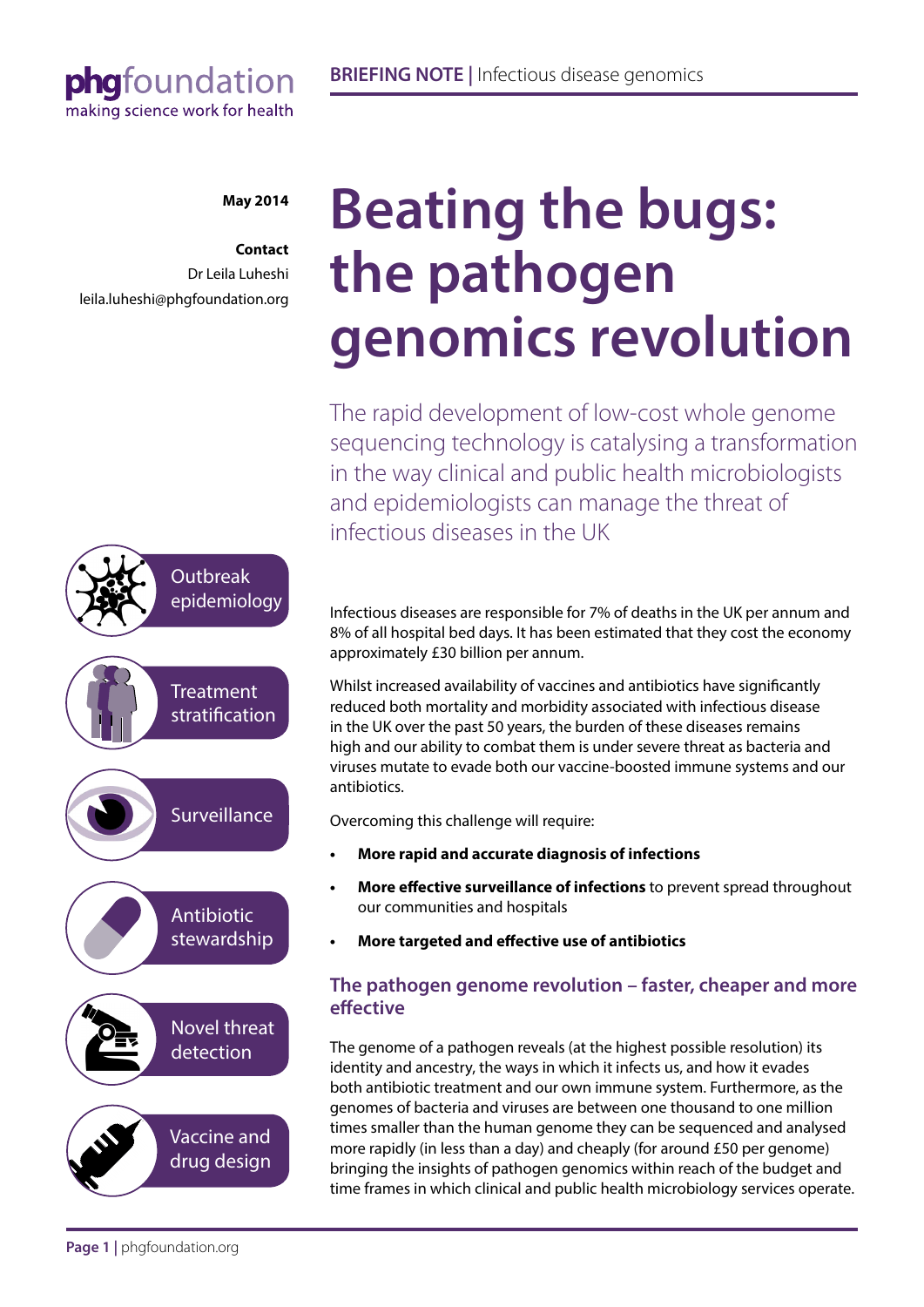**BRIEFING NOTE** | Infectious disease genomics

**May 2014**

**Contact**
Dr Leila Luheshi
leila.luheshi@phgfoundation.org

# Beating the bugs: the pathogen genomics revolution

The rapid development of low-cost whole genome sequencing technology is catalysing a transformation in the way clinical and public health microbiologists and epidemiologists can manage the threat of infectious diseases in the UK

- Outbreak epidemiology
- Treatment stratification
- Surveillance
- Antibiotic stewardship
- Novel threat detection
- Vaccine and drug design

Infectious diseases are responsible for 7% of deaths in the UK per annum and 8% of all hospital bed days. It has been estimated that they cost the economy approximately £30 billion per annum.

Whilst increased availability of vaccines and antibiotics have significantly reduced both mortality and morbidity associated with infectious disease in the UK over the past 50 years, the burden of these diseases remains high and our ability to combat them is under severe threat as bacteria and viruses mutate to evade both our vaccine-boosted immune systems and our antibiotics.

Overcoming this challenge will require:

- **More rapid and accurate diagnosis of infections**
- **More effective surveillance of infections** to prevent spread throughout our communities and hospitals
- **More targeted and effective use of antibiotics**

## The pathogen genome revolution – faster, cheaper and more effective

The genome of a pathogen reveals (at the highest possible resolution) its identity and ancestry, the ways in which it infects us, and how it evades both antibiotic treatment and our own immune system. Furthermore, as the genomes of bacteria and viruses are between one thousand to one million times smaller than the human genome they can be sequenced and analysed more rapidly (in less than a day) and cheaply (for around £50 per genome) bringing the insights of pathogen genomics within reach of the budget and time frames in which clinical and public health microbiology services operate.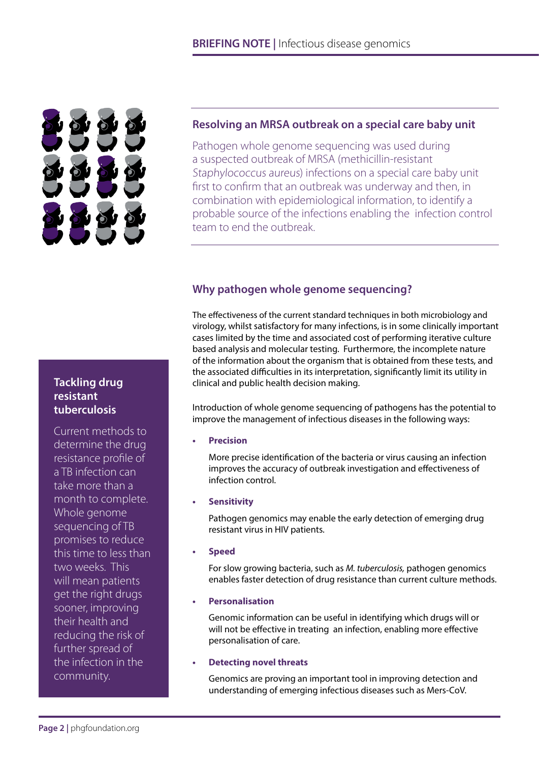## Resolving an MRSA outbreak on a special care baby unit

Pathogen whole genome sequencing was used during a suspected outbreak of MRSA (methicillin-resistant *Staphylococcus aureus*) infections on a special care baby unit first to confirm that an outbreak was underway and then, in combination with epidemiological information, to identify a probable source of the infections enabling the infection control team to end the outbreak.

## Why pathogen whole genome sequencing?

The effectiveness of the current standard techniques in both microbiology and virology, whilst satisfactory for many infections, is in some clinically important cases limited by the time and associated cost of performing iterative culture based analysis and molecular testing. Furthermore, the incomplete nature of the information about the organism that is obtained from these tests, and the associated difficulties in its interpretation, significantly limit its utility in clinical and public health decision making.

Introduction of whole genome sequencing of pathogens has the potential to improve the management of infectious diseases in the following ways:

- **Precision**

  More precise identification of the bacteria or virus causing an infection improves the accuracy of outbreak investigation and effectiveness of infection control.

- **Sensitivity**

  Pathogen genomics may enable the early detection of emerging drug resistant virus in HIV patients.

- **Speed**

  For slow growing bacteria, such as *M. tuberculosis,* pathogen genomics enables faster detection of drug resistance than current culture methods.

- **Personalisation**

  Genomic information can be useful in identifying which drugs will or will not be effective in treating an infection, enabling more effective personalisation of care.

- **Detecting novel threats**

  Genomics are proving an important tool in improving detection and understanding of emerging infectious diseases such as Mers-CoV.

### Tackling drug resistant tuberculosis

Current methods to determine the drug resistance profile of a TB infection can take more than a month to complete. Whole genome sequencing of TB promises to reduce this time to less than two weeks. This will mean patients get the right drugs sooner, improving their health and reducing the risk of further spread of the infection in the community.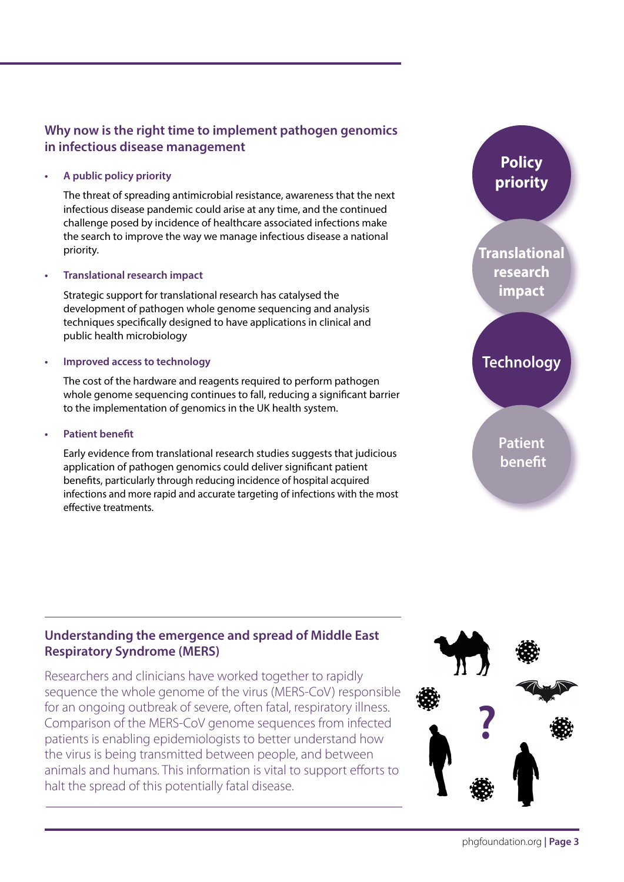## Why now is the right time to implement pathogen genomics in infectious disease management

- **A public policy priority**

  The threat of spreading antimicrobial resistance, awareness that the next infectious disease pandemic could arise at any time, and the continued challenge posed by incidence of healthcare associated infections make the search to improve the way we manage infectious disease a national priority.

- **Translational research impact**

  Strategic support for translational research has catalysed the development of pathogen whole genome sequencing and analysis techniques specifically designed to have applications in clinical and public health microbiology

- **Improved access to technology**

  The cost of the hardware and reagents required to perform pathogen whole genome sequencing continues to fall, reducing a significant barrier to the implementation of genomics in the UK health system.

- **Patient benefit**

  Early evidence from translational research studies suggests that judicious application of pathogen genomics could deliver significant patient benefits, particularly through reducing incidence of hospital acquired infections and more rapid and accurate targeting of infections with the most effective treatments.

Policy priority

Translational research impact

Technology

Patient benefit

## Understanding the emergence and spread of Middle East Respiratory Syndrome (MERS)

Researchers and clinicians have worked together to rapidly sequence the whole genome of the virus (MERS-CoV) responsible for an ongoing outbreak of severe, often fatal, respiratory illness. Comparison of the MERS-CoV genome sequences from infected patients is enabling epidemiologists to better understand how the virus is being transmitted between people, and between animals and humans. This information is vital to support efforts to halt the spread of this potentially fatal disease.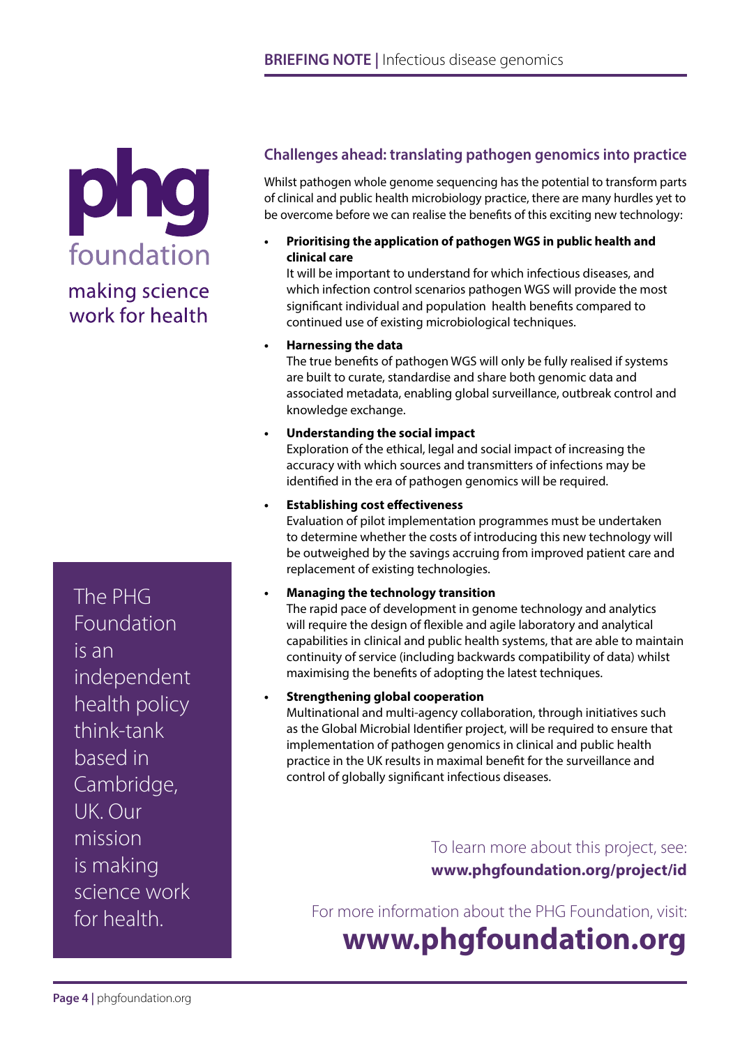phg foundation

making science work for health

The PHG Foundation is an independent health policy think-tank based in Cambridge, UK. Our mission is making science work for health.

## Challenges ahead: translating pathogen genomics into practice

Whilst pathogen whole genome sequencing has the potential to transform parts of clinical and public health microbiology practice, there are many hurdles yet to be overcome before we can realise the benefits of this exciting new technology:

- **Prioritising the application of pathogen WGS in public health and clinical care**
  It will be important to understand for which infectious diseases, and which infection control scenarios pathogen WGS will provide the most significant individual and population health benefits compared to continued use of existing microbiological techniques.
- **Harnessing the data**
  The true benefits of pathogen WGS will only be fully realised if systems are built to curate, standardise and share both genomic data and associated metadata, enabling global surveillance, outbreak control and knowledge exchange.
- **Understanding the social impact**
  Exploration of the ethical, legal and social impact of increasing the accuracy with which sources and transmitters of infections may be identified in the era of pathogen genomics will be required.
- **Establishing cost effectiveness**
  Evaluation of pilot implementation programmes must be undertaken to determine whether the costs of introducing this new technology will be outweighed by the savings accruing from improved patient care and replacement of existing technologies.
- **Managing the technology transition**
  The rapid pace of development in genome technology and analytics will require the design of flexible and agile laboratory and analytical capabilities in clinical and public health systems, that are able to maintain continuity of service (including backwards compatibility of data) whilst maximising the benefits of adopting the latest techniques.
- **Strengthening global cooperation**
  Multinational and multi-agency collaboration, through initiatives such as the Global Microbial Identifier project, will be required to ensure that implementation of pathogen genomics in clinical and public health practice in the UK results in maximal benefit for the surveillance and control of globally significant infectious diseases.

To learn more about this project, see:
**www.phgfoundation.org/project/id**

For more information about the PHG Foundation, visit:
**www.phgfoundation.org**